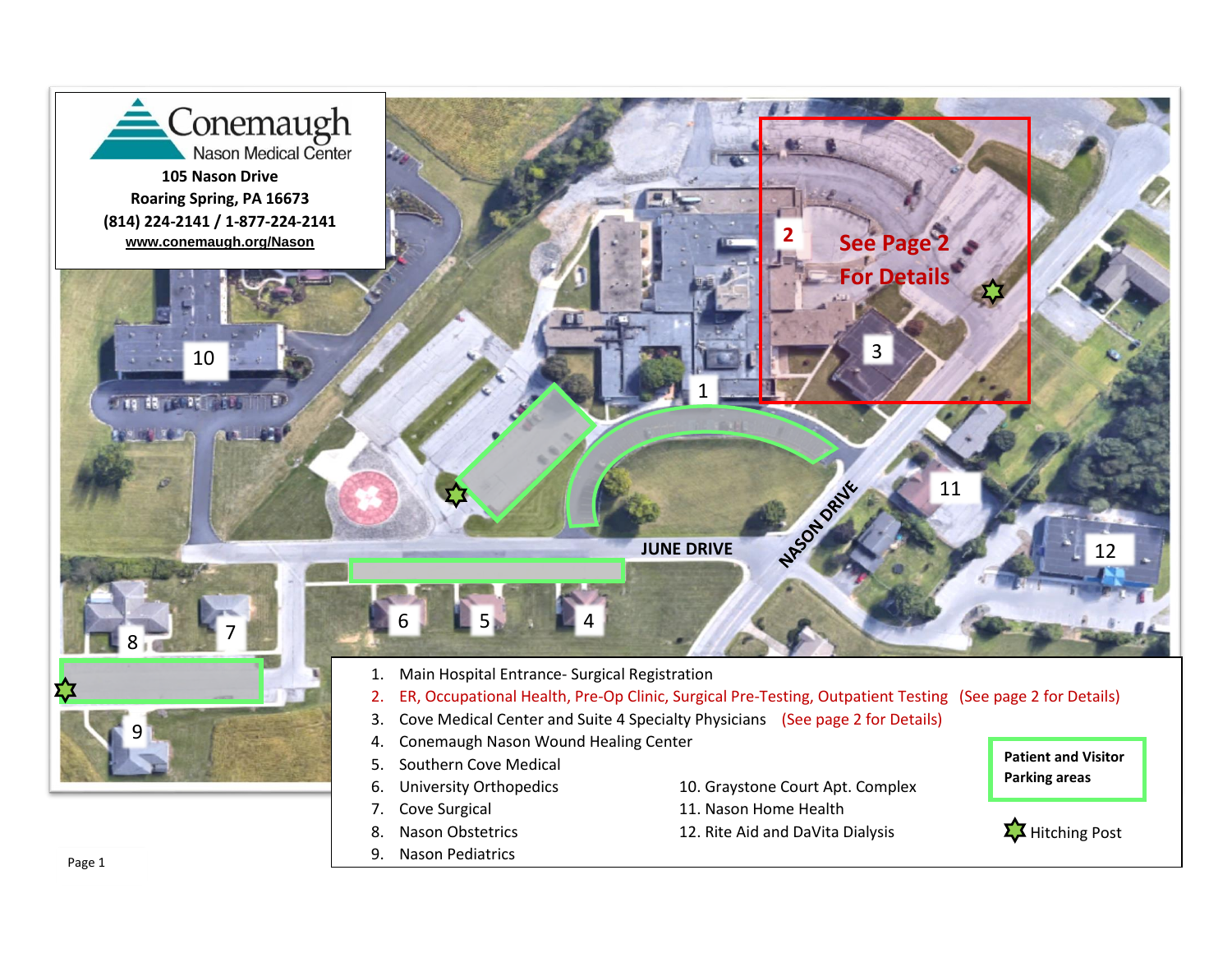**Conemaugh Nason Medical Center**

**105 Nason Drive**
**Roaring Spring, PA 16673**
**(814) 224-2141 / 1-877-224-2141**
**www.conemaugh.org/Nason**

2 See Page 2 For Details

JUNE DRIVE

NASON DRIVE

1. Main Hospital Entrance- Surgical Registration
2. ER, Occupational Health, Pre-Op Clinic, Surgical Pre-Testing, Outpatient Testing (See page 2 for Details)
3. Cove Medical Center and Suite 4 Specialty Physicians (See page 2 for Details)
4. Conemaugh Nason Wound Healing Center
5. Southern Cove Medical
6. University Orthopedics
7. Cove Surgical
8. Nason Obstetrics
9. Nason Pediatrics
10. Graystone Court Apt. Complex
11. Nason Home Health
12. Rite Aid and DaVita Dialysis

**Patient and Visitor Parking areas**

Hitching Post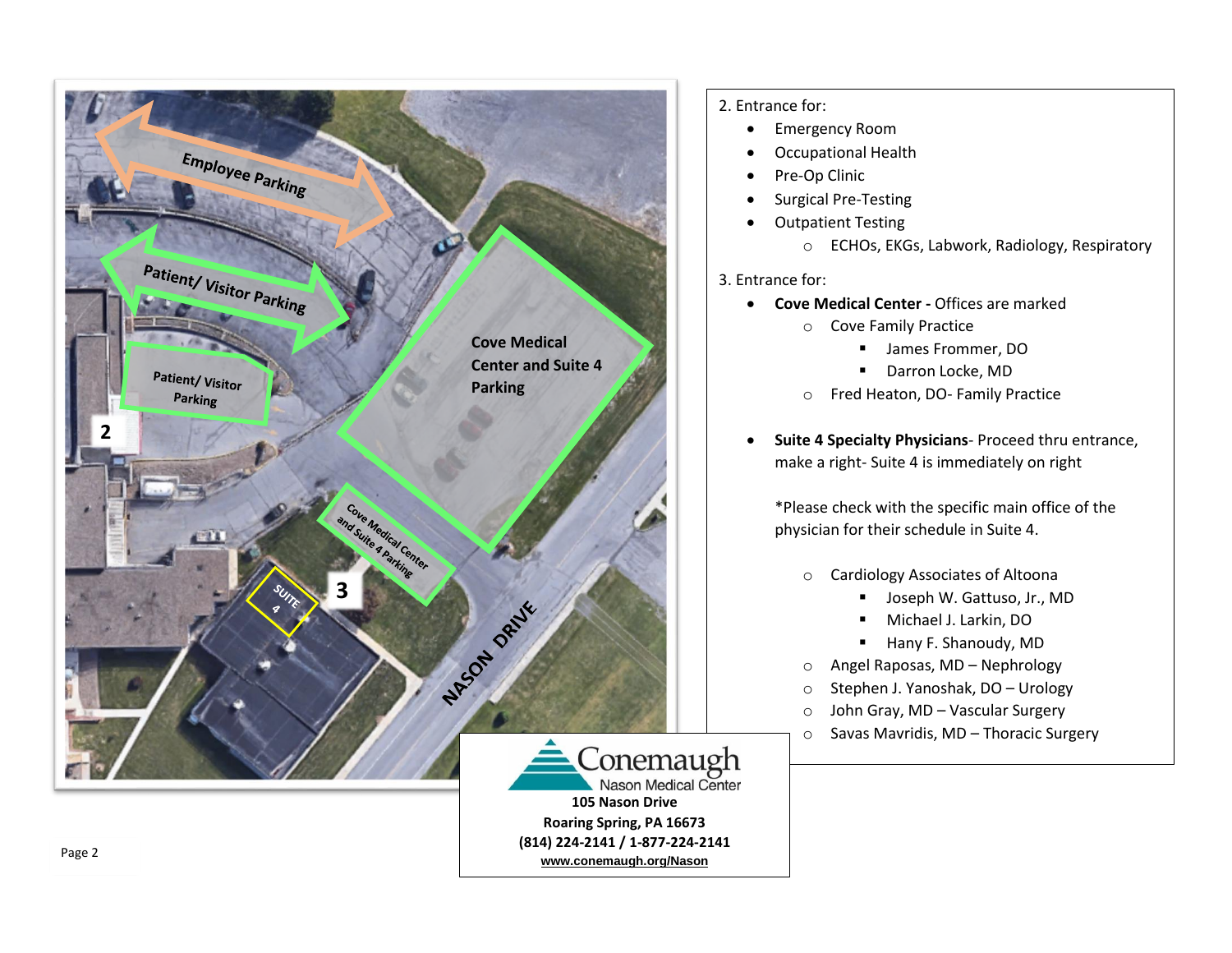Employee Parking

Patient/ Visitor Parking

Patient/ Visitor Parking

Cove Medical Center and Suite 4 Parking

Cove Medical Center and Suite 4 Parking

2

3

SUITE 4

NASON DRIVE

2. Entrance for:

- Emergency Room
- Occupational Health
- Pre-Op Clinic
- Surgical Pre-Testing
- Outpatient Testing
  - ECHOs, EKGs, Labwork, Radiology, Respiratory

3. Entrance for:

- **Cove Medical Center -** Offices are marked
  - Cove Family Practice
    - James Frommer, DO
    - Darron Locke, MD
  - Fred Heaton, DO- Family Practice

- **Suite 4 Specialty Physicians**- Proceed thru entrance, make a right- Suite 4 is immediately on right

  *Please check with the specific main office of the physician for their schedule in Suite 4.

  - Cardiology Associates of Altoona
    - Joseph W. Gattuso, Jr., MD
    - Michael J. Larkin, DO
    - Hany F. Shanoudy, MD
  - Angel Raposas, MD – Nephrology
  - Stephen J. Yanoshak, DO – Urology
  - John Gray, MD – Vascular Surgery
  - Savas Mavridis, MD – Thoracic Surgery

Conemaugh
Nason Medical Center

**105 Nason Drive**
**Roaring Spring, PA 16673**
**(814) 224-2141 / 1-877-224-2141**
**www.conemaugh.org/Nason**